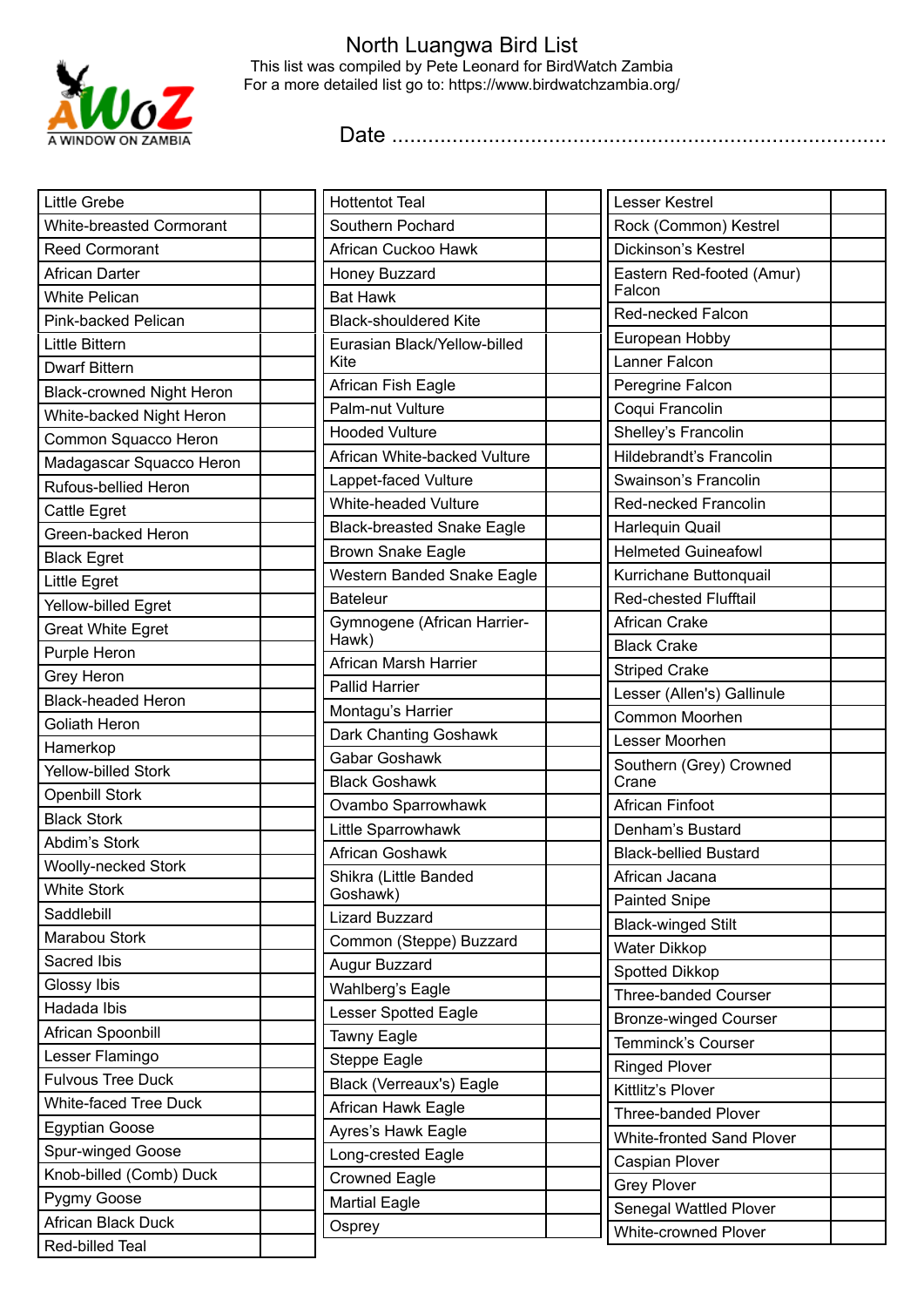# North Luangwa Bird List

This list was compiled by Pete Leonard for BirdWatch Zambia
For a more detailed list go to: https://www.birdwatchzambia.org/

A WINDOW ON ZAMBIA

Date ..................................................................................

| | |
|---|---|
| Little Grebe | |
| White-breasted Cormorant | |
| Reed Cormorant | |
| African Darter | |
| White Pelican | |
| Pink-backed Pelican | |
| Little Bittern | |
| Dwarf Bittern | |
| Black-crowned Night Heron | |
| White-backed Night Heron | |
| Common Squacco Heron | |
| Madagascar Squacco Heron | |
| Rufous-bellied Heron | |
| Cattle Egret | |
| Green-backed Heron | |
| Black Egret | |
| Little Egret | |
| Yellow-billed Egret | |
| Great White Egret | |
| Purple Heron | |
| Grey Heron | |
| Black-headed Heron | |
| Goliath Heron | |
| Hamerkop | |
| Yellow-billed Stork | |
| Openbill Stork | |
| Black Stork | |
| Abdim's Stork | |
| Woolly-necked Stork | |
| White Stork | |
| Saddlebill | |
| Marabou Stork | |
| Sacred Ibis | |
| Glossy Ibis | |
| Hadada Ibis | |
| African Spoonbill | |
| Lesser Flamingo | |
| Fulvous Tree Duck | |
| White-faced Tree Duck | |
| Egyptian Goose | |
| Spur-winged Goose | |
| Knob-billed (Comb) Duck | |
| Pygmy Goose | |
| African Black Duck | |
| Red-billed Teal | |
| Hottentot Teal | |
| Southern Pochard | |
| African Cuckoo Hawk | |
| Honey Buzzard | |
| Bat Hawk | |
| Black-shouldered Kite | |
| Eurasian Black/Yellow-billed Kite | |
| African Fish Eagle | |
| Palm-nut Vulture | |
| Hooded Vulture | |
| African White-backed Vulture | |
| Lappet-faced Vulture | |
| White-headed Vulture | |
| Black-breasted Snake Eagle | |
| Brown Snake Eagle | |
| Western Banded Snake Eagle | |
| Bateleur | |
| Gymnogene (African Harrier-Hawk) | |
| African Marsh Harrier | |
| Pallid Harrier | |
| Montagu's Harrier | |
| Dark Chanting Goshawk | |
| Gabar Goshawk | |
| Black Goshawk | |
| Ovambo Sparrowhawk | |
| Little Sparrowhawk | |
| African Goshawk | |
| Shikra (Little Banded Goshawk) | |
| Lizard Buzzard | |
| Common (Steppe) Buzzard | |
| Augur Buzzard | |
| Wahlberg's Eagle | |
| Lesser Spotted Eagle | |
| Tawny Eagle | |
| Steppe Eagle | |
| Black (Verreaux's) Eagle | |
| African Hawk Eagle | |
| Ayres's Hawk Eagle | |
| Long-crested Eagle | |
| Crowned Eagle | |
| Martial Eagle | |
| Osprey | |
| Lesser Kestrel | |
| Rock (Common) Kestrel | |
| Dickinson's Kestrel | |
| Eastern Red-footed (Amur) Falcon | |
| Red-necked Falcon | |
| European Hobby | |
| Lanner Falcon | |
| Peregrine Falcon | |
| Coqui Francolin | |
| Shelley's Francolin | |
| Hildebrandt's Francolin | |
| Swainson's Francolin | |
| Red-necked Francolin | |
| Harlequin Quail | |
| Helmeted Guineafowl | |
| Kurrichane Buttonquail | |
| Red-chested Flufftail | |
| African Crake | |
| Black Crake | |
| Striped Crake | |
| Lesser (Allen's) Gallinule | |
| Common Moorhen | |
| Lesser Moorhen | |
| Southern (Grey) Crowned Crane | |
| African Finfoot | |
| Denham's Bustard | |
| Black-bellied Bustard | |
| African Jacana | |
| Painted Snipe | |
| Black-winged Stilt | |
| Water Dikkop | |
| Spotted Dikkop | |
| Three-banded Courser | |
| Bronze-winged Courser | |
| Temminck's Courser | |
| Ringed Plover | |
| Kittlitz's Plover | |
| Three-banded Plover | |
| White-fronted Sand Plover | |
| Caspian Plover | |
| Grey Plover | |
| Senegal Wattled Plover | |
| White-crowned Plover | |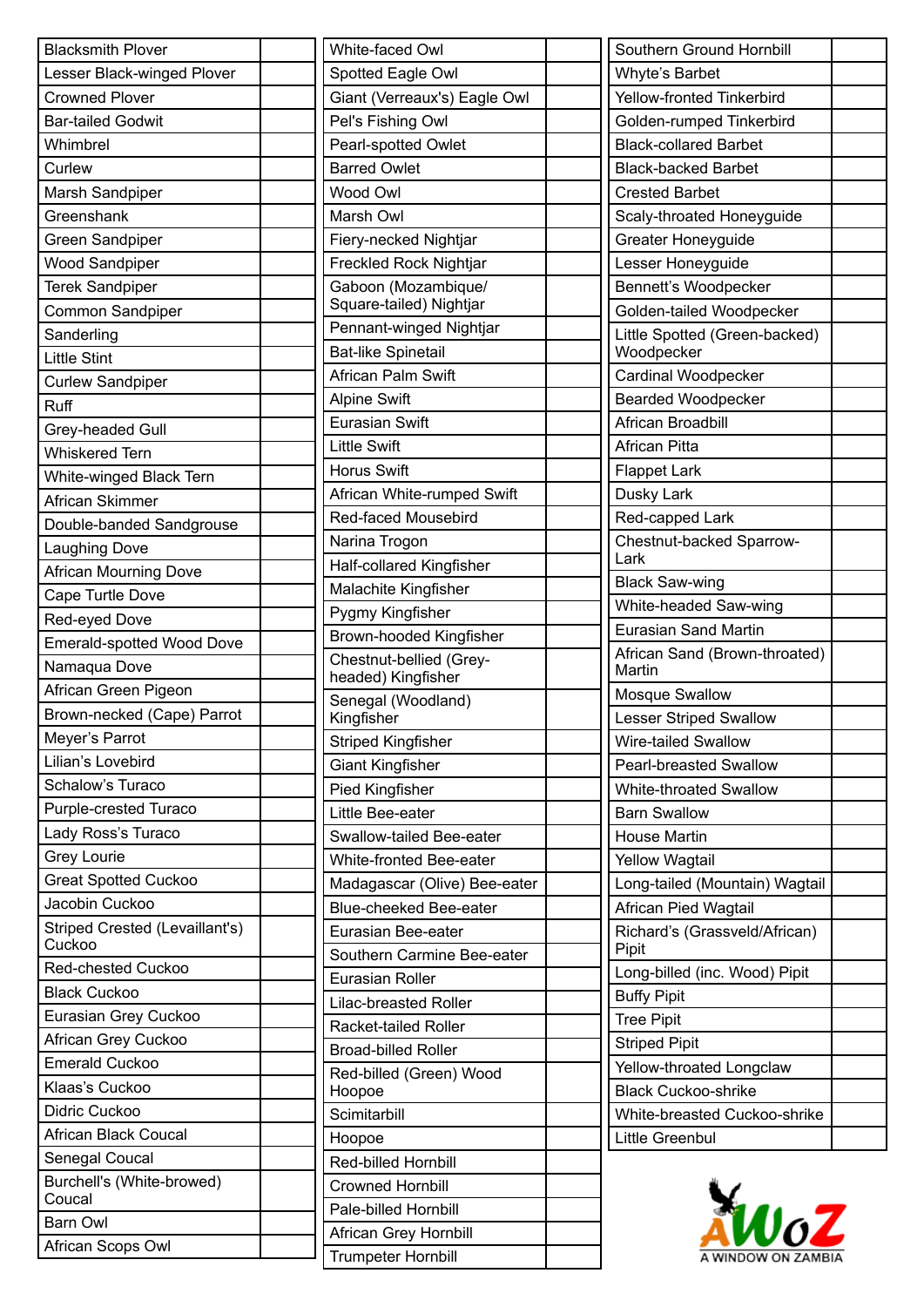| | |
|---|---|
| Blacksmith Plover | |
| Lesser Black-winged Plover | |
| Crowned Plover | |
| Bar-tailed Godwit | |
| Whimbrel | |
| Curlew | |
| Marsh Sandpiper | |
| Greenshank | |
| Green Sandpiper | |
| Wood Sandpiper | |
| Terek Sandpiper | |
| Common Sandpiper | |
| Sanderling | |
| Little Stint | |
| Curlew Sandpiper | |
| Ruff | |
| Grey-headed Gull | |
| Whiskered Tern | |
| White-winged Black Tern | |
| African Skimmer | |
| Double-banded Sandgrouse | |
| Laughing Dove | |
| African Mourning Dove | |
| Cape Turtle Dove | |
| Red-eyed Dove | |
| Emerald-spotted Wood Dove | |
| Namaqua Dove | |
| African Green Pigeon | |
| Brown-necked (Cape) Parrot | |
| Meyer's Parrot | |
| Lilian's Lovebird | |
| Schalow's Turaco | |
| Purple-crested Turaco | |
| Lady Ross's Turaco | |
| Grey Lourie | |
| Great Spotted Cuckoo | |
| Jacobin Cuckoo | |
| Striped Crested (Levaillant's) Cuckoo | |
| Red-chested Cuckoo | |
| Black Cuckoo | |
| Eurasian Grey Cuckoo | |
| African Grey Cuckoo | |
| Emerald Cuckoo | |
| Klaas's Cuckoo | |
| Didric Cuckoo | |
| African Black Coucal | |
| Senegal Coucal | |
| Burchell's (White-browed) Coucal | |
| Barn Owl | |
| African Scops Owl | |

| | |
|---|---|
| White-faced Owl | |
| Spotted Eagle Owl | |
| Giant (Verreaux's) Eagle Owl | |
| Pel's Fishing Owl | |
| Pearl-spotted Owlet | |
| Barred Owlet | |
| Wood Owl | |
| Marsh Owl | |
| Fiery-necked Nightjar | |
| Freckled Rock Nightjar | |
| Gaboon (Mozambique/ Square-tailed) Nightjar | |
| Pennant-winged Nightjar | |
| Bat-like Spinetail | |
| African Palm Swift | |
| Alpine Swift | |
| Eurasian Swift | |
| Little Swift | |
| Horus Swift | |
| African White-rumped Swift | |
| Red-faced Mousebird | |
| Narina Trogon | |
| Half-collared Kingfisher | |
| Malachite Kingfisher | |
| Pygmy Kingfisher | |
| Brown-hooded Kingfisher | |
| Chestnut-bellied (Grey-headed) Kingfisher | |
| Senegal (Woodland) Kingfisher | |
| Striped Kingfisher | |
| Giant Kingfisher | |
| Pied Kingfisher | |
| Little Bee-eater | |
| Swallow-tailed Bee-eater | |
| White-fronted Bee-eater | |
| Madagascar (Olive) Bee-eater | |
| Blue-cheeked Bee-eater | |
| Eurasian Bee-eater | |
| Southern Carmine Bee-eater | |
| Eurasian Roller | |
| Lilac-breasted Roller | |
| Racket-tailed Roller | |
| Broad-billed Roller | |
| Red-billed (Green) Wood Hoopoe | |
| Scimitarbill | |
| Hoopoe | |
| Red-billed Hornbill | |
| Crowned Hornbill | |
| Pale-billed Hornbill | |
| African Grey Hornbill | |
| Trumpeter Hornbill | |

| | |
|---|---|
| Southern Ground Hornbill | |
| Whyte's Barbet | |
| Yellow-fronted Tinkerbird | |
| Golden-rumped Tinkerbird | |
| Black-collared Barbet | |
| Black-backed Barbet | |
| Crested Barbet | |
| Scaly-throated Honeyguide | |
| Greater Honeyguide | |
| Lesser Honeyguide | |
| Bennett's Woodpecker | |
| Golden-tailed Woodpecker | |
| Little Spotted (Green-backed) Woodpecker | |
| Cardinal Woodpecker | |
| Bearded Woodpecker | |
| African Broadbill | |
| African Pitta | |
| Flappet Lark | |
| Dusky Lark | |
| Red-capped Lark | |
| Chestnut-backed Sparrow-Lark | |
| Black Saw-wing | |
| White-headed Saw-wing | |
| Eurasian Sand Martin | |
| African Sand (Brown-throated) Martin | |
| Mosque Swallow | |
| Lesser Striped Swallow | |
| Wire-tailed Swallow | |
| Pearl-breasted Swallow | |
| White-throated Swallow | |
| Barn Swallow | |
| House Martin | |
| Yellow Wagtail | |
| Long-tailed (Mountain) Wagtail | |
| African Pied Wagtail | |
| Richard's (Grassveld/African) Pipit | |
| Long-billed (inc. Wood) Pipit | |
| Buffy Pipit | |
| Tree Pipit | |
| Striped Pipit | |
| Yellow-throated Longclaw | |
| Black Cuckoo-shrike | |
| White-breasted Cuckoo-shrike | |
| Little Greenbul | |

AWOZ A WINDOW ON ZAMBIA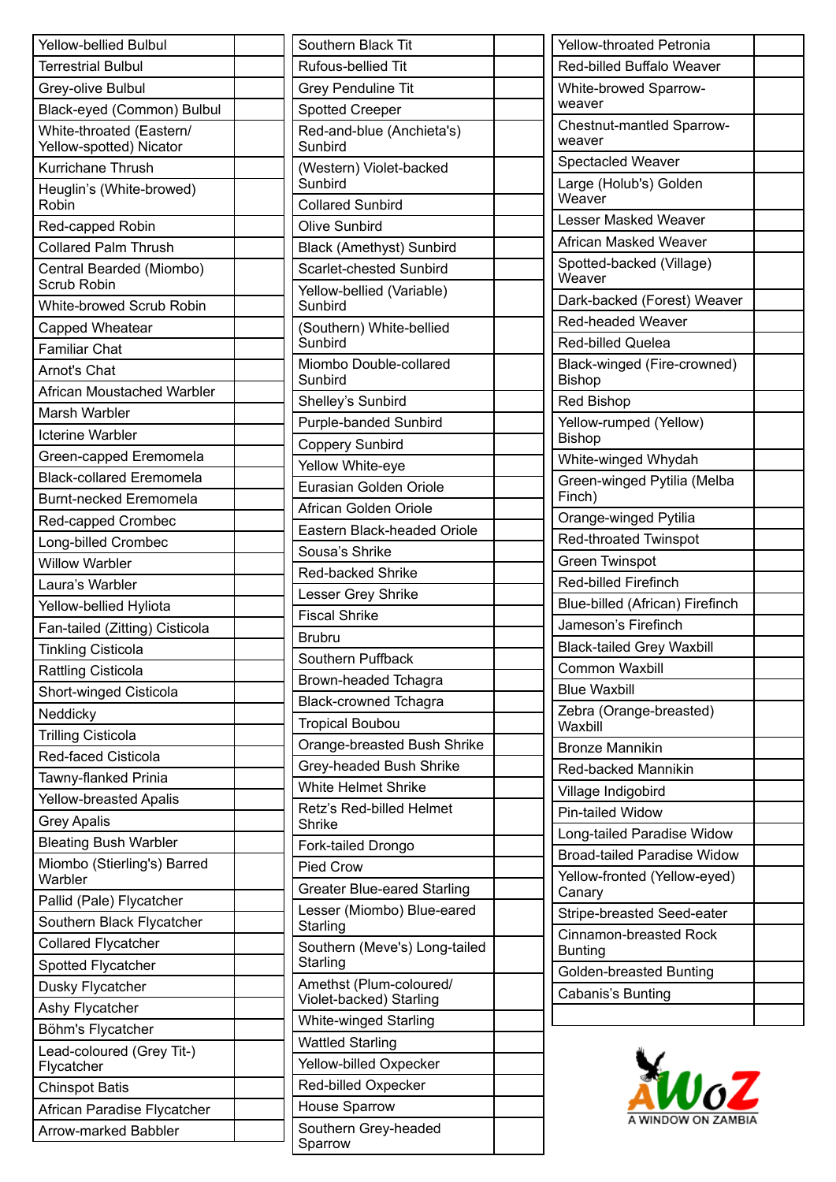| | |
|---|---|
| Yellow-bellied Bulbul | |
| Terrestrial Bulbul | |
| Grey-olive Bulbul | |
| Black-eyed (Common) Bulbul | |
| White-throated (Eastern/ Yellow-spotted) Nicator | |
| Kurrichane Thrush | |
| Heuglin's (White-browed) Robin | |
| Red-capped Robin | |
| Collared Palm Thrush | |
| Central Bearded (Miombo) Scrub Robin | |
| White-browed Scrub Robin | |
| Capped Wheatear | |
| Familiar Chat | |
| Arnot's Chat | |
| African Moustached Warbler | |
| Marsh Warbler | |
| Icterine Warbler | |
| Green-capped Eremomela | |
| Black-collared Eremomela | |
| Burnt-necked Eremomela | |
| Red-capped Crombec | |
| Long-billed Crombec | |
| Willow Warbler | |
| Laura's Warbler | |
| Yellow-bellied Hyliota | |
| Fan-tailed (Zitting) Cisticola | |
| Tinkling Cisticola | |
| Rattling Cisticola | |
| Short-winged Cisticola | |
| Neddicky | |
| Trilling Cisticola | |
| Red-faced Cisticola | |
| Tawny-flanked Prinia | |
| Yellow-breasted Apalis | |
| Grey Apalis | |
| Bleating Bush Warbler | |
| Miombo (Stierling's) Barred Warbler | |
| Pallid (Pale) Flycatcher | |
| Southern Black Flycatcher | |
| Collared Flycatcher | |
| Spotted Flycatcher | |
| Dusky Flycatcher | |
| Ashy Flycatcher | |
| Böhm's Flycatcher | |
| Lead-coloured (Grey Tit-) Flycatcher | |
| Chinspot Batis | |
| African Paradise Flycatcher | |
| Arrow-marked Babbler | |

| | |
|---|---|
| Southern Black Tit | |
| Rufous-bellied Tit | |
| Grey Penduline Tit | |
| Spotted Creeper | |
| Red-and-blue (Anchieta's) Sunbird | |
| (Western) Violet-backed Sunbird | |
| Collared Sunbird | |
| Olive Sunbird | |
| Black (Amethyst) Sunbird | |
| Scarlet-chested Sunbird | |
| Yellow-bellied (Variable) Sunbird | |
| (Southern) White-bellied Sunbird | |
| Miombo Double-collared Sunbird | |
| Shelley's Sunbird | |
| Purple-banded Sunbird | |
| Coppery Sunbird | |
| Yellow White-eye | |
| Eurasian Golden Oriole | |
| African Golden Oriole | |
| Eastern Black-headed Oriole | |
| Sousa's Shrike | |
| Red-backed Shrike | |
| Lesser Grey Shrike | |
| Fiscal Shrike | |
| Brubru | |
| Southern Puffback | |
| Brown-headed Tchagra | |
| Black-crowned Tchagra | |
| Tropical Boubou | |
| Orange-breasted Bush Shrike | |
| Grey-headed Bush Shrike | |
| White Helmet Shrike | |
| Retz's Red-billed Helmet Shrike | |
| Fork-tailed Drongo | |
| Pied Crow | |
| Greater Blue-eared Starling | |
| Lesser (Miombo) Blue-eared Starling | |
| Southern (Meve's) Long-tailed Starling | |
| Amethst (Plum-coloured/ Violet-backed) Starling | |
| White-winged Starling | |
| Wattled Starling | |
| Yellow-billed Oxpecker | |
| Red-billed Oxpecker | |
| House Sparrow | |
| Southern Grey-headed Sparrow | |

| | |
|---|---|
| Yellow-throated Petronia | |
| Red-billed Buffalo Weaver | |
| White-browed Sparrow-weaver | |
| Chestnut-mantled Sparrow-weaver | |
| Spectacled Weaver | |
| Large (Holub's) Golden Weaver | |
| Lesser Masked Weaver | |
| African Masked Weaver | |
| Spotted-backed (Village) Weaver | |
| Dark-backed (Forest) Weaver | |
| Red-headed Weaver | |
| Red-billed Quelea | |
| Black-winged (Fire-crowned) Bishop | |
| Red Bishop | |
| Yellow-rumped (Yellow) Bishop | |
| White-winged Whydah | |
| Green-winged Pytilia (Melba Finch) | |
| Orange-winged Pytilia | |
| Red-throated Twinspot | |
| Green Twinspot | |
| Red-billed Firefinch | |
| Blue-billed (African) Firefinch | |
| Jameson's Firefinch | |
| Black-tailed Grey Waxbill | |
| Common Waxbill | |
| Blue Waxbill | |
| Zebra (Orange-breasted) Waxbill | |
| Bronze Mannikin | |
| Red-backed Mannikin | |
| Village Indigobird | |
| Pin-tailed Widow | |
| Long-tailed Paradise Widow | |
| Broad-tailed Paradise Widow | |
| Yellow-fronted (Yellow-eyed) Canary | |
| Stripe-breasted Seed-eater | |
| Cinnamon-breasted Rock Bunting | |
| Golden-breasted Bunting | |
| Cabanis's Bunting | |
| | |

AWOZ
A WINDOW ON ZAMBIA